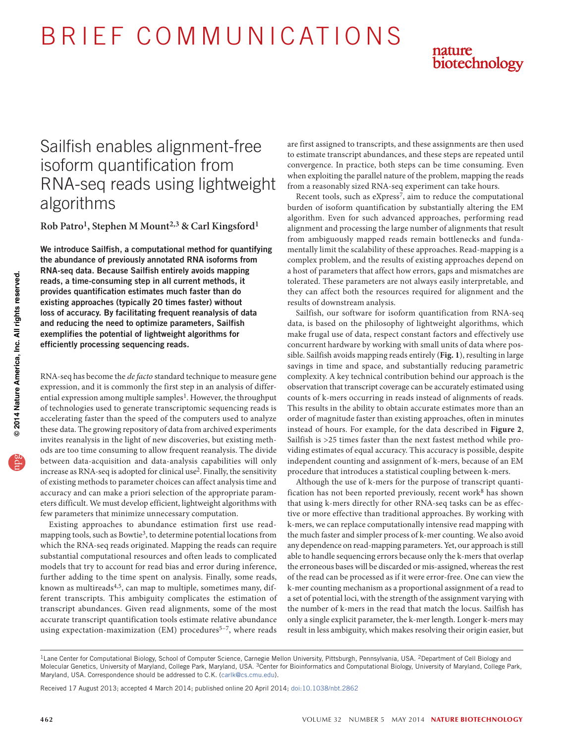# Sailfish enables alignment-free isoform quantification from RNA-seq reads using lightweight algorithms

**Rob Patro[1], Stephen M Mount[2,3] & Carl Kingsford[1]**

**We introduce Sailfish, a computational method for quantifying the abundance of previously annotated RNA isoforms from RNA-seq data. Because Sailfish entirely avoids mapping reads, a time-consuming step in all current methods, it provides quantification estimates much faster than do existing approaches (typically 20 times faster) without loss of accuracy. By facilitating frequent reanalysis of data and reducing the need to optimize parameters, Sailfish exemplifies the potential of lightweight algorithms for efficiently processing sequencing reads.**

RNA-seq has become the *de facto* standard technique to measure gene expression, and it is commonly the first step in an analysis of differential expression among multiple samples[1]. However, the throughput of technologies used to generate transcriptomic sequencing reads is accelerating faster than the speed of the computers used to analyze these data. The growing repository of data from archived experiments invites reanalysis in the light of new discoveries, but existing methods are too time consuming to allow frequent reanalysis. The divide between data-acquisition and data-analysis capabilities will only increase as RNA-seq is adopted for clinical use[2]. Finally, the sensitivity of existing methods to parameter choices can affect analysis time and accuracy and can make a priori selection of the appropriate parameters difficult. We must develop efficient, lightweight algorithms with few parameters that minimize unnecessary computation.

Existing approaches to abundance estimation first use read-mapping tools, such as Bowtie[3], to determine potential locations from which the RNA-seq reads originated. Mapping the reads can require substantial computational resources and often leads to complicated models that try to account for read bias and error during inference, further adding to the time spent on analysis. Finally, some reads, known as multireads[4,5], can map to multiple, sometimes many, different transcripts. This ambiguity complicates the estimation of transcript abundances. Given read alignments, some of the most accurate transcript quantification tools estimate relative abundance using expectation-maximization (EM) procedures[5–7], where reads are first assigned to transcripts, and these assignments are then used to estimate transcript abundances, and these steps are repeated until convergence. In practice, both steps can be time consuming. Even when exploiting the parallel nature of the problem, mapping the reads from a reasonably sized RNA-seq experiment can take hours.

Recent tools, such as eXpress[7], aim to reduce the computational burden of isoform quantification by substantially altering the EM algorithm. Even for such advanced approaches, performing read alignment and processing the large number of alignments that result from ambiguously mapped reads remain bottlenecks and fundamentally limit the scalability of these approaches. Read-mapping is a complex problem, and the results of existing approaches depend on a host of parameters that affect how errors, gaps and mismatches are tolerated. These parameters are not always easily interpretable, and they can affect both the resources required for alignment and the results of downstream analysis.

Sailfish, our software for isoform quantification from RNA-seq data, is based on the philosophy of lightweight algorithms, which make frugal use of data, respect constant factors and effectively use concurrent hardware by working with small units of data where possible. Sailfish avoids mapping reads entirely (**Fig. 1**), resulting in large savings in time and space, and substantially reducing parametric complexity. A key technical contribution behind our approach is the observation that transcript coverage can be accurately estimated using counts of k-mers occurring in reads instead of alignments of reads. This results in the ability to obtain accurate estimates more than an order of magnitude faster than existing approaches, often in minutes instead of hours. For example, for the data described in **Figure 2**, Sailfish is >25 times faster than the next fastest method while providing estimates of equal accuracy. This accuracy is possible, despite independent counting and assignment of k-mers, because of an EM procedure that introduces a statistical coupling between k-mers.

Although the use of k-mers for the purpose of transcript quantification has not been reported previously, recent work[8] has shown that using k-mers directly for other RNA-seq tasks can be as effective or more effective than traditional approaches. By working with k-mers, we can replace computationally intensive read mapping with the much faster and simpler process of k-mer counting. We also avoid any dependence on read-mapping parameters. Yet, our approach is still able to handle sequencing errors because only the k-mers that overlap the erroneous bases will be discarded or mis-assigned, whereas the rest of the read can be processed as if it were error-free. One can view the k-mer counting mechanism as a proportional assignment of a read to a set of potential loci, with the strength of the assignment varying with the number of k-mers in the read that match the locus. Sailfish has only a single explicit parameter, the k-mer length. Longer k-mers may result in less ambiguity, which makes resolving their origin easier, but

---

[1]Lane Center for Computational Biology, School of Computer Science, Carnegie Mellon University, Pittsburgh, Pennsylvania, USA. [2]Department of Cell Biology and Molecular Genetics, University of Maryland, College Park, Maryland, USA. [3]Center for Bioinformatics and Computational Biology, University of Maryland, College Park, Maryland, USA. Correspondence should be addressed to C.K. (carlk@cs.cmu.edu).

Received 17 August 2013; accepted 4 March 2014; published online 20 April 2014; doi:10.1038/nbt.2862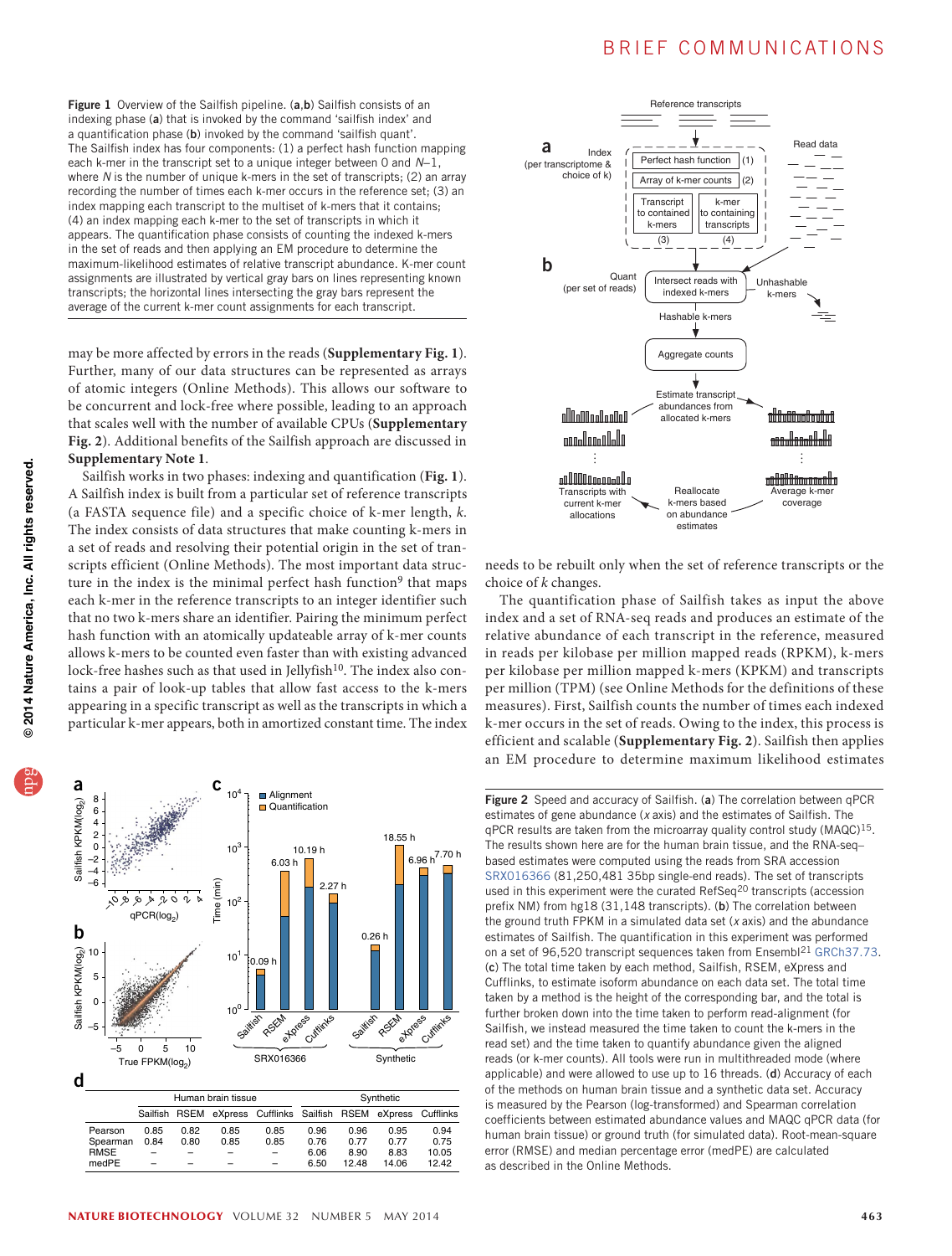Figure 1 Overview of the Sailfish pipeline. (**a**,**b**) Sailfish consists of an indexing phase (**a**) that is invoked by the command 'sailfish index' and a quantification phase (**b**) invoked by the command 'sailfish quant'. The Sailfish index has four components: (1) a perfect hash function mapping each k-mer in the transcript set to a unique integer between 0 and $N$–1, where $N$ is the number of unique k-mers in the set of transcripts; (2) an array recording the number of times each k-mer occurs in the reference set; (3) an index mapping each transcript to the multiset of k-mers that it contains; (4) an index mapping each k-mer to the set of transcripts in which it appears. The quantification phase consists of counting the indexed k-mers in the set of reads and then applying an EM procedure to determine the maximum-likelihood estimates of relative transcript abundance. K-mer count assignments are illustrated by vertical gray bars on lines representing known transcripts; the horizontal lines intersecting the gray bars represent the average of the current k-mer count assignments for each transcript.

may be more affected by errors in the reads (**Supplementary Fig. 1**). Further, many of our data structures can be represented as arrays of atomic integers (Online Methods). This allows our software to be concurrent and lock-free where possible, leading to an approach that scales well with the number of available CPUs (**Supplementary Fig. 2**). Additional benefits of the Sailfish approach are discussed in **Supplementary Note 1**.

Sailfish works in two phases: indexing and quantification (**Fig. 1**). A Sailfish index is built from a particular set of reference transcripts (a FASTA sequence file) and a specific choice of k-mer length, $k$. The index consists of data structures that make counting k-mers in a set of reads and resolving their potential origin in the set of transcripts efficient (Online Methods). The most important data structure in the index is the minimal perfect hash function[9] that maps each k-mer in the reference transcripts to an integer identifier such that no two k-mers share an identifier. Pairing the minimum perfect hash function with an atomically updateable array of k-mer counts allows k-mers to be counted even faster than with existing advanced lock-free hashes such as that used in Jellyfish[10]. The index also contains a pair of look-up tables that allow fast access to the k-mers appearing in a specific transcript as well as the transcripts in which a particular k-mer appears, both in amortized constant time. The index needs to be rebuilt only when the set of reference transcripts or the choice of $k$ changes.

The quantification phase of Sailfish takes as input the above index and a set of RNA-seq reads and produces an estimate of the relative abundance of each transcript in the reference, measured in reads per kilobase per million mapped reads (RPKM), k-mers per kilobase per million mapped k-mers (KPKM) and transcripts per million (TPM) (see Online Methods for the definitions of these measures). First, Sailfish counts the number of times each indexed k-mer occurs in the set of reads. Owing to the index, this process is efficient and scalable (**Supplementary Fig. 2**). Sailfish then applies an EM procedure to determine maximum likelihood estimates

**d**

| | Human brain tissue | | | | Synthetic | | | |
|---|---|---|---|---|---|---|---|---|
| | Sailfish | RSEM | eXpress | Cufflinks | Sailfish | RSEM | eXpress | Cufflinks |
| Pearson | 0.85 | 0.82 | 0.85 | 0.85 | 0.96 | 0.96 | 0.95 | 0.94 |
| Spearman | 0.84 | 0.80 | 0.85 | 0.85 | 0.76 | 0.77 | 0.77 | 0.75 |
| RMSE | – | – | – | – | 6.06 | 8.90 | 8.83 | 10.05 |
| medPE | – | – | – | – | 6.50 | 12.48 | 14.06 | 12.42 |

Figure 2 Speed and accuracy of Sailfish. (**a**) The correlation between qPCR estimates of gene abundance ($x$ axis) and the estimates of Sailfish. The qPCR results are taken from the microarray quality control study (MAQC)[15]. The results shown here are for the human brain tissue, and the RNA-seq–based estimates were computed using the reads from SRA accession SRX016366 (81,250,481 35bp single-end reads). The set of transcripts used in this experiment were the curated RefSeq[20] transcripts (accession prefix NM) from hg18 (31,148 transcripts). (**b**) The correlation between the ground truth FPKM in a simulated data set ($x$ axis) and the abundance estimates of Sailfish. The quantification in this experiment was performed on a set of 96,520 transcript sequences taken from Ensembl[21] GRCh37.73. (**c**) The total time taken by each method, Sailfish, RSEM, eXpress and Cufflinks, to estimate isoform abundance on each data set. The total time taken by a method is the height of the corresponding bar, and the total is further broken down into the time taken to perform read-alignment (for Sailfish, we instead measured the time taken to count the k-mers in the read set) and the time taken to quantify abundance given the aligned reads (or k-mer counts). All tools were run in multithreaded mode (where applicable) and were allowed to use up to 16 threads. (**d**) Accuracy of each of the methods on human brain tissue and a synthetic data set. Accuracy is measured by the Pearson (log-transformed) and Spearman correlation coefficients between estimated abundance values and MAQC qPCR data (for human brain tissue) or ground truth (for simulated data). Root-mean-square error (RMSE) and median percentage error (medPE) are calculated as described in the Online Methods.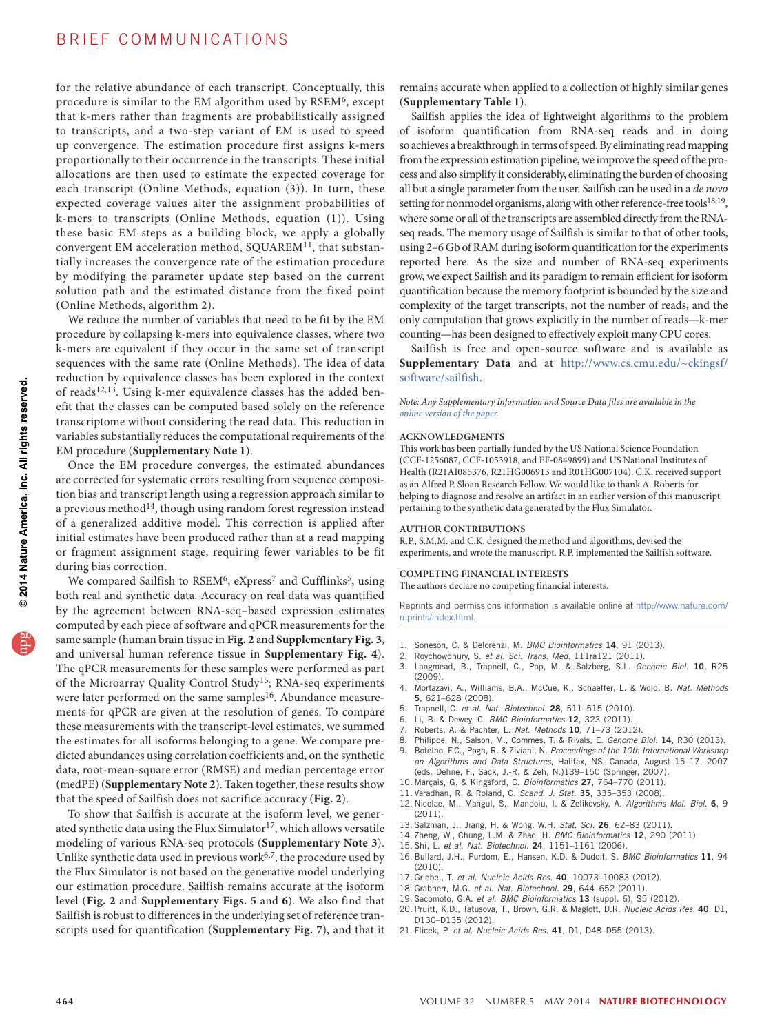for the relative abundance of each transcript. Conceptually, this procedure is similar to the EM algorithm used by RSEM[6], except that k-mers rather than fragments are probabilistically assigned to transcripts, and a two-step variant of EM is used to speed up convergence. The estimation procedure first assigns k-mers proportionally to their occurrence in the transcripts. These initial allocations are then used to estimate the expected coverage for each transcript (Online Methods, equation (3)). In turn, these expected coverage values alter the assignment probabilities of k-mers to transcripts (Online Methods, equation (1)). Using these basic EM steps as a building block, we apply a globally convergent EM acceleration method, SQUAREM[11], that substantially increases the convergence rate of the estimation procedure by modifying the parameter update step based on the current solution path and the estimated distance from the fixed point (Online Methods, algorithm 2).

We reduce the number of variables that need to be fit by the EM procedure by collapsing k-mers into equivalence classes, where two k-mers are equivalent if they occur in the same set of transcript sequences with the same rate (Online Methods). The idea of data reduction by equivalence classes has been explored in the context of reads[12,13]. Using k-mer equivalence classes has the added benefit that the classes can be computed based solely on the reference transcriptome without considering the read data. This reduction in variables substantially reduces the computational requirements of the EM procedure (**Supplementary Note 1**).

Once the EM procedure converges, the estimated abundances are corrected for systematic errors resulting from sequence composition bias and transcript length using a regression approach similar to a previous method[14], though using random forest regression instead of a generalized additive model. This correction is applied after initial estimates have been produced rather than at a read mapping or fragment assignment stage, requiring fewer variables to be fit during bias correction.

We compared Sailfish to RSEM[6], eXpress[7] and Cufflinks[5], using both real and synthetic data. Accuracy on real data was quantified by the agreement between RNA-seq–based expression estimates computed by each piece of software and qPCR measurements for the same sample (human brain tissue in **Fig. 2** and **Supplementary Fig. 3**, and universal human reference tissue in **Supplementary Fig. 4**). The qPCR measurements for these samples were performed as part of the Microarray Quality Control Study[15]; RNA-seq experiments were later performed on the same samples[16]. Abundance measurements for qPCR are given at the resolution of genes. To compare these measurements with the transcript-level estimates, we summed the estimates for all isoforms belonging to a gene. We compare predicted abundances using correlation coefficients and, on the synthetic data, root-mean-square error (RMSE) and median percentage error (medPE) (**Supplementary Note 2**). Taken together, these results show that the speed of Sailfish does not sacrifice accuracy (**Fig. 2**).

To show that Sailfish is accurate at the isoform level, we generated synthetic data using the Flux Simulator[17], which allows versatile modeling of various RNA-seq protocols (**Supplementary Note 3**). Unlike synthetic data used in previous work[6,7], the procedure used by the Flux Simulator is not based on the generative model underlying our estimation procedure. Sailfish remains accurate at the isoform level (**Fig. 2** and **Supplementary Figs. 5** and **6**). We also find that Sailfish is robust to differences in the underlying set of reference transcripts used for quantification (**Supplementary Fig. 7**), and that it remains accurate when applied to a collection of highly similar genes (**Supplementary Table 1**).

Sailfish applies the idea of lightweight algorithms to the problem of isoform quantification from RNA-seq reads and in doing so achieves a breakthrough in terms of speed. By eliminating read mapping from the expression estimation pipeline, we improve the speed of the process and also simplify it considerably, eliminating the burden of choosing all but a single parameter from the user. Sailfish can be used in a *de novo* setting for nonmodel organisms, along with other reference-free tools[18,19], where some or all of the transcripts are assembled directly from the RNA-seq reads. The memory usage of Sailfish is similar to that of other tools, using 2–6 Gb of RAM during isoform quantification for the experiments reported here. As the size and number of RNA-seq experiments grow, we expect Sailfish and its paradigm to remain efficient for isoform quantification because the memory footprint is bounded by the size and complexity of the target transcripts, not the number of reads, and the only computation that grows explicitly in the number of reads—k-mer counting—has been designed to effectively exploit many CPU cores.

Sailfish is free and open-source software and is available as **Supplementary Data** and at http://www.cs.cmu.edu/~ckingsf/software/sailfish.

*Note: Any Supplementary Information and Source Data files are available in the online version of the paper.*

#### ACKNOWLEDGMENTS

This work has been partially funded by the US National Science Foundation (CCF-1256087, CCF-1053918, and EF-0849899) and US National Institutes of Health (R21AI085376, R21HG006913 and R01HG007104). C.K. received support as an Alfred P. Sloan Research Fellow. We would like to thank A. Roberts for helping to diagnose and resolve an artifact in an earlier version of this manuscript pertaining to the synthetic data generated by the Flux Simulator.

#### AUTHOR CONTRIBUTIONS

R.P., S.M.M. and C.K. designed the method and algorithms, devised the experiments, and wrote the manuscript. R.P. implemented the Sailfish software.

#### COMPETING FINANCIAL INTERESTS

The authors declare no competing financial interests.

Reprints and permissions information is available online at http://www.nature.com/reprints/index.html.

1. Soneson, C. & Delorenzi, M. *BMC Bioinformatics* **14**, 91 (2013).
2. Roychowdhury, S. *et al. Sci. Trans. Med.* 111ra121 (2011).
3. Langmead, B., Trapnell, C., Pop, M. & Salzberg, S.L. *Genome Biol.* **10**, R25 (2009).
4. Mortazavi, A., Williams, B.A., McCue, K., Schaeffer, L. & Wold, B. *Nat. Methods* **5**, 621–628 (2008).
5. Trapnell, C. *et al. Nat. Biotechnol.* **28**, 511–515 (2010).
6. Li, B. & Dewey, C. *BMC Bioinformatics* **12**, 323 (2011).
7. Roberts, A. & Pachter, L. *Nat. Methods* **10**, 71–73 (2012).
8. Philippe, N., Salson, M., Commes, T. & Rivals, E. *Genome Biol.* **14**, R30 (2013).
9. Botelho, F.C., Pagh, R. & Ziviani, N. *Proceedings of the 10th International Workshop on Algorithms and Data Structures*, Halifax, NS, Canada, August 15–17, 2007 (eds. Dehne, F., Sack, J.-R. & Zeh, N.)139–150 (Springer, 2007).
10. Marçais, G. & Kingsford, C. *Bioinformatics* **27**, 764–770 (2011).
11. Varadhan, R. & Roland, C. *Scand. J. Stat.* **35**, 335–353 (2008).
12. Nicolae, M., Mangul, S., Mandoiu, I. & Zelikovsky, A. *Algorithms Mol. Biol.* **6**, 9 (2011).
13. Salzman, J., Jiang, H. & Wong, W.H. *Stat. Sci.* **26**, 62–83 (2011).
14. Zheng, W., Chung, L.M. & Zhao, H. *BMC Bioinformatics* **12**, 290 (2011).
15. Shi, L. *et al. Nat. Biotechnol.* **24**, 1151–1161 (2006).
16. Bullard, J.H., Purdom, E., Hansen, K.D. & Dudoit, S. *BMC Bioinformatics* **11**, 94 (2010).
17. Griebel, T. *et al. Nucleic Acids Res.* **40**, 10073–10083 (2012).
18. Grabherr, M.G. *et al. Nat. Biotechnol.* **29**, 644–652 (2011).
19. Sacomoto, G.A. *et al. BMC Bioinformatics* **13** (suppl. 6), S5 (2012).
20. Pruitt, K.D., Tatusova, T., Brown, G.R. & Maglott, D.R. *Nucleic Acids Res.* **40**, D1, D130–D135 (2012).
21. Flicek, P. *et al. Nucleic Acids Res.* **41**, D1, D48–D55 (2013).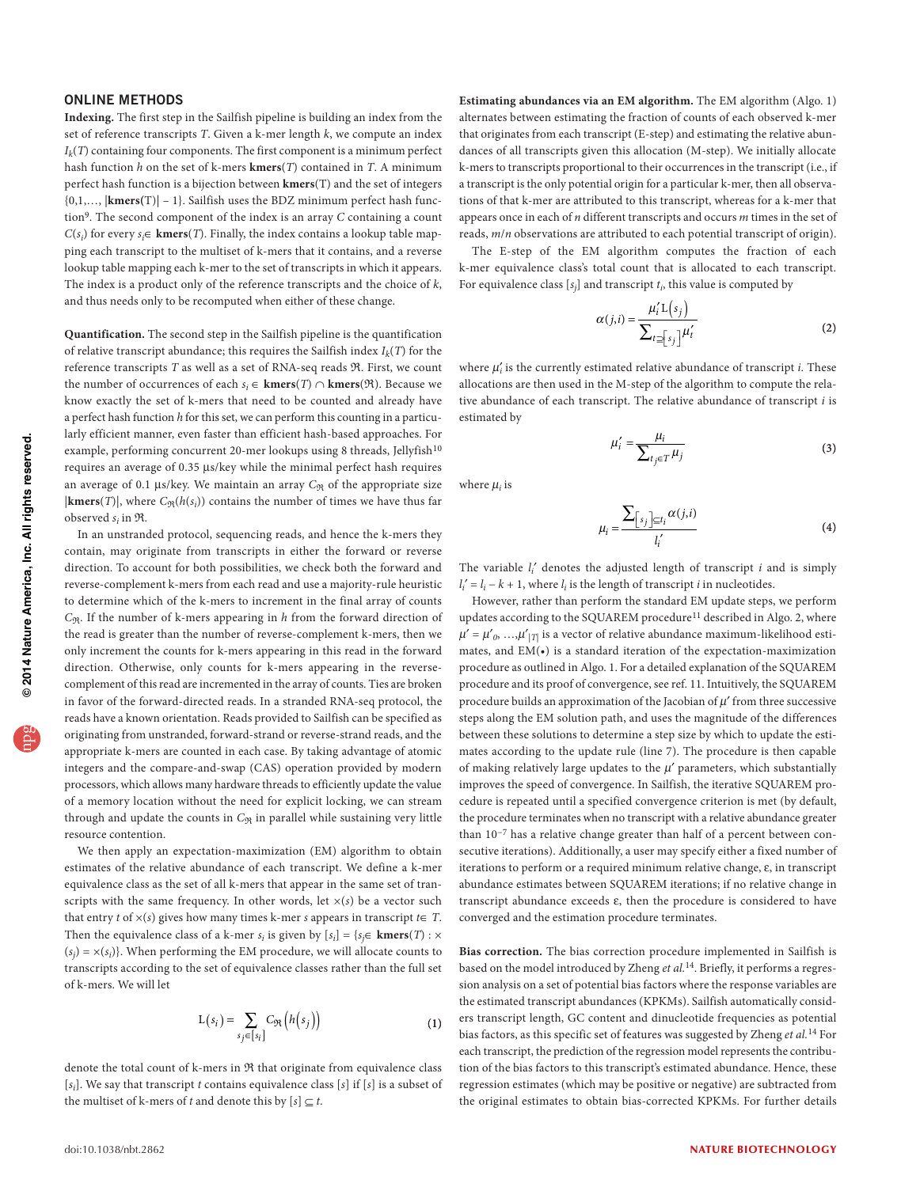## ONLINE METHODS

**Indexing.** The first step in the Sailfish pipeline is building an index from the set of reference transcripts $T$. Given a k-mer length $k$, we compute an index $I_k(T)$ containing four components. The first component is a minimum perfect hash function $h$ on the set of k-mers $\mathbf{kmers}(T)$ contained in $T$. A minimum perfect hash function is a bijection between $\mathbf{kmers}(T)$ and the set of integers $\{0,1,\ldots, |\mathbf{kmers}(T)| - 1\}$. Sailfish uses the BDZ minimum perfect hash function[9]. The second component of the index is an array $C$ containing a count $C(s_i)$ for every $s_i \in \mathbf{kmers}(T)$. Finally, the index contains a lookup table mapping each transcript to the multiset of k-mers that it contains, and a reverse lookup table mapping each k-mer to the set of transcripts in which it appears. The index is a product only of the reference transcripts and the choice of $k$, and thus needs only to be recomputed when either of these change.

**Quantification.** The second step in the Sailfish pipeline is the quantification of relative transcript abundance; this requires the Sailfish index $I_k(T)$ for the reference transcripts $T$ as well as a set of RNA-seq reads $\mathfrak{R}$. First, we count the number of occurrences of each $s_i \in \mathbf{kmers}(T) \cap \mathbf{kmers}(\mathfrak{R})$. Because we know exactly the set of k-mers that need to be counted and already have a perfect hash function $h$ for this set, we can perform this counting in a particularly efficient manner, even faster than efficient hash-based approaches. For example, performing concurrent 20-mer lookups using 8 threads, Jellyfish[10] requires an average of 0.35 µs/key while the minimal perfect hash requires an average of 0.1 µs/key. We maintain an array $C_{\mathfrak{R}}$ of the appropriate size $|\mathbf{kmers}(T)|$, where $C_{\mathfrak{R}}(h(s_i))$ contains the number of times we have thus far observed $s_i$ in $\mathfrak{R}$.

In an unstranded protocol, sequencing reads, and hence the k-mers they contain, may originate from transcripts in either the forward or reverse direction. To account for both possibilities, we check both the forward and reverse-complement k-mers from each read and use a majority-rule heuristic to determine which of the k-mers to increment in the final array of counts $C_{\mathfrak{R}}$. If the number of k-mers appearing in $h$ from the forward direction of the read is greater than the number of reverse-complement k-mers, then we only increment the counts for k-mers appearing in this read in the forward direction. Otherwise, only counts for k-mers appearing in the reverse-complement of this read are incremented in the array of counts. Ties are broken in favor of the forward-directed reads. In a stranded RNA-seq protocol, the reads have a known orientation. Reads provided to Sailfish can be specified as originating from unstranded, forward-strand or reverse-strand reads, and the appropriate k-mers are counted in each case. By taking advantage of atomic integers and the compare-and-swap (CAS) operation provided by modern processors, which allows many hardware threads to efficiently update the value of a memory location without the need for explicit locking, we can stream through and update the counts in $C_{\mathfrak{R}}$ in parallel while sustaining very little resource contention.

We then apply an expectation-maximization (EM) algorithm to obtain estimates of the relative abundance of each transcript. We define a k-mer equivalence class as the set of all k-mers that appear in the same set of transcripts with the same frequency. In other words, let $\times(s)$ be a vector such that entry $t$ of $\times(s)$ gives how many times k-mer $s$ appears in transcript $t \in T$. Then the equivalence class of a k-mer $s_i$ is given by $[s_i] = \{s_j \in \mathbf{kmers}(T) : \times(s_j) = \times(s_i)\}$. When performing the EM procedure, we will allocate counts to transcripts according to the set of equivalence classes rather than the full set of k-mers. We will let

$$
\mathrm{L}(s_i) = \sum_{s_j \in [s_i]} C_{\mathfrak{R}}\left(h(s_j)\right) \tag{1}
$$

denote the total count of k-mers in $\mathfrak{R}$ that originate from equivalence class $[s_i]$. We say that transcript $t$ contains equivalence class $[s]$ if $[s]$ is a subset of the multiset of k-mers of $t$ and denote this by $[s] \subseteq t$.

**Estimating abundances via an EM algorithm.** The EM algorithm (Algo. 1) alternates between estimating the fraction of counts of each observed k-mer that originates from each transcript (E-step) and estimating the relative abundances of all transcripts given this allocation (M-step). We initially allocate k-mers to transcripts proportional to their occurrences in the transcript (i.e., if a transcript is the only potential origin for a particular k-mer, then all observations of that k-mer are attributed to this transcript, whereas for a k-mer that appears once in each of $n$ different transcripts and occurs $m$ times in the set of reads, $m/n$ observations are attributed to each potential transcript of origin).

The E-step of the EM algorithm computes the fraction of each k-mer equivalence class's total count that is allocated to each transcript. For equivalence class $[s_j]$ and transcript $t_i$, this value is computed by

$$
\alpha(j,i) = \frac{\mu_i' \mathrm{L}(s_j)}{\sum_{t \supseteq [s_j]} \mu_t'} \tag{2}
$$

where $\mu_i'$ is the currently estimated relative abundance of transcript $i$. These allocations are then used in the M-step of the algorithm to compute the relative abundance of each transcript. The relative abundance of transcript $i$ is estimated by

$$
\mu_i' = \frac{\mu_i}{\sum_{t_j \in T} \mu_j} \tag{3}
$$

where $\mu_i$ is

$$
\mu_i = \frac{\sum_{[s_j] \subseteq t_i} \alpha(j,i)}{l_i'} \tag{4}
$$

The variable $l_i'$ denotes the adjusted length of transcript $i$ and is simply $l_i' = l_i - k + 1$, where $l_i$ is the length of transcript $i$ in nucleotides.

However, rather than perform the standard EM update steps, we perform updates according to the SQUAREM procedure[11] described in Algo. 2, where $\mu' = \mu'_0, \ldots, \mu'_{|T|}$ is a vector of relative abundance maximum-likelihood estimates, and EM(•) is a standard iteration of the expectation-maximization procedure as outlined in Algo. 1. For a detailed explanation of the SQUAREM procedure and its proof of convergence, see ref. 11. Intuitively, the SQUAREM procedure builds an approximation of the Jacobian of $\mu'$ from three successive steps along the EM solution path, and uses the magnitude of the differences between these solutions to determine a step size by which to update the estimates according to the update rule (line 7). The procedure is then capable of making relatively large updates to the $\mu'$ parameters, which substantially improves the speed of convergence. In Sailfish, the iterative SQUAREM procedure is repeated until a specified convergence criterion is met (by default, the procedure terminates when no transcript with a relative abundance greater than $10^{-7}$ has a relative change greater than half of a percent between consecutive iterations). Additionally, a user may specify either a fixed number of iterations to perform or a required minimum relative change, ε, in transcript abundance estimates between SQUAREM iterations; if no relative change in transcript abundance exceeds ε, then the procedure is considered to have converged and the estimation procedure terminates.

**Bias correction.** The bias correction procedure implemented in Sailfish is based on the model introduced by Zheng *et al.*[14]. Briefly, it performs a regression analysis on a set of potential bias factors where the response variables are the estimated transcript abundances (KPKMs). Sailfish automatically considers transcript length, GC content and dinucleotide frequencies as potential bias factors, as this specific set of features was suggested by Zheng *et al.*[14] For each transcript, the prediction of the regression model represents the contribution of the bias factors to this transcript's estimated abundance. Hence, these regression estimates (which may be positive or negative) are subtracted from the original estimates to obtain bias-corrected KPKMs. For further details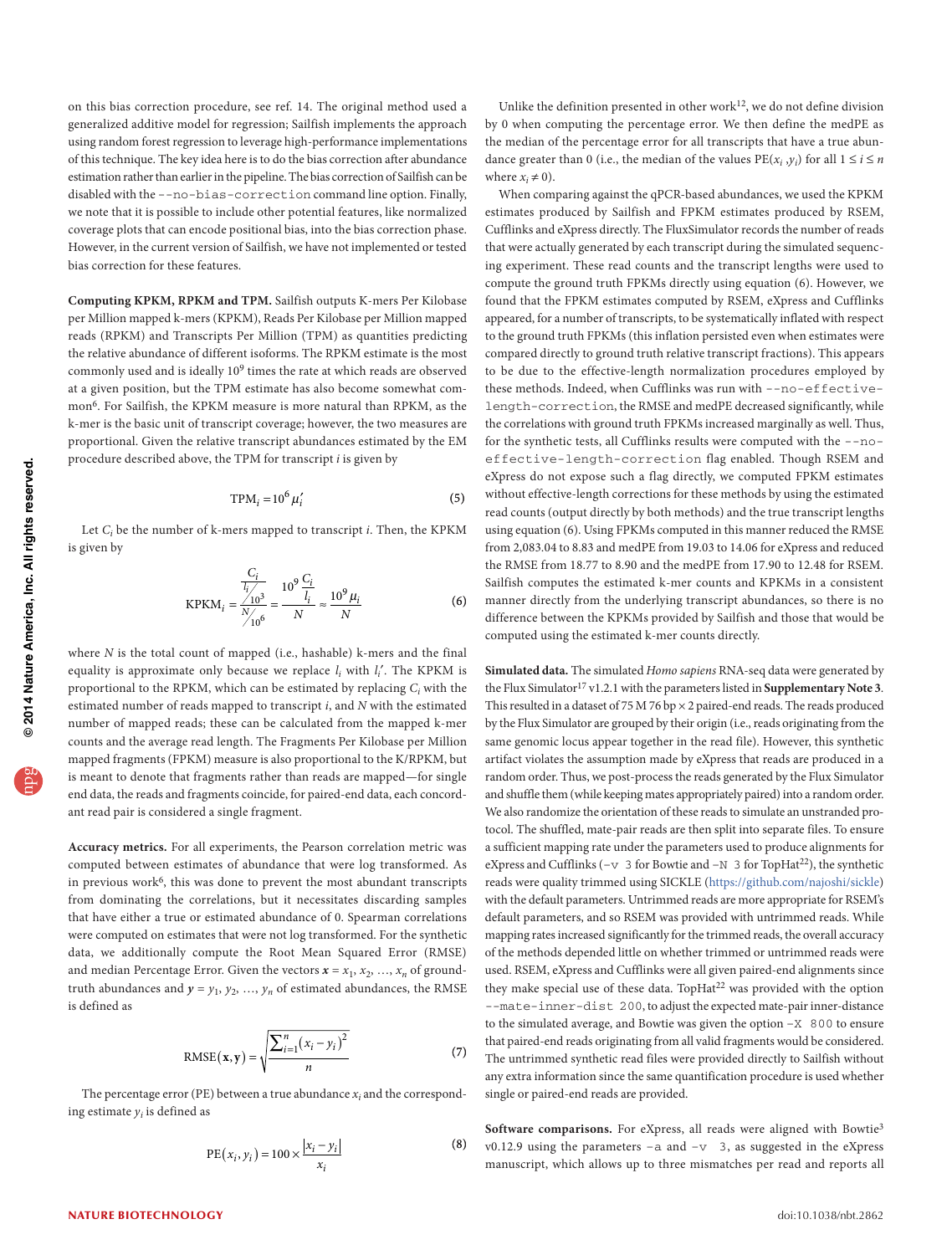on this bias correction procedure, see ref. 14. The original method used a generalized additive model for regression; Sailfish implements the approach using random forest regression to leverage high-performance implementations of this technique. The key idea here is to do the bias correction after abundance estimation rather than earlier in the pipeline. The bias correction of Sailfish can be disabled with the `--no-bias-correction` command line option. Finally, we note that it is possible to include other potential features, like normalized coverage plots that can encode positional bias, into the bias correction phase. However, in the current version of Sailfish, we have not implemented or tested bias correction for these features.

**Computing KPKM, RPKM and TPM.** Sailfish outputs K-mers Per Kilobase per Million mapped k-mers (KPKM), Reads Per Kilobase per Million mapped reads (RPKM) and Transcripts Per Million (TPM) as quantities predicting the relative abundance of different isoforms. The RPKM estimate is the most commonly used and is ideally $10^9$ times the rate at which reads are observed at a given position, but the TPM estimate has also become somewhat common[6]. For Sailfish, the KPKM measure is more natural than RPKM, as the k-mer is the basic unit of transcript coverage; however, the two measures are proportional. Given the relative transcript abundances estimated by the EM procedure described above, the TPM for transcript $i$ is given by

$$\mathrm{TPM}_i = 10^6 \mu_i' \tag{5}$$

Let $C_i$ be the number of k-mers mapped to transcript $i$. Then, the KPKM is given by

$$\mathrm{KPKM}_i = \frac{\frac{C_i}{l_i/10^3}}{N/10^6} = \frac{10^9 \frac{C_i}{l_i}}{N} \approx \frac{10^9 \mu_i}{N} \tag{6}$$

where $N$ is the total count of mapped (i.e., hashable) k-mers and the final equality is approximate only because we replace $l_i$ with $l_i'$. The KPKM is proportional to the RPKM, which can be estimated by replacing $C_i$ with the estimated number of reads mapped to transcript $i$, and $N$ with the estimated number of mapped reads; these can be calculated from the mapped k-mer counts and the average read length. The Fragments Per Kilobase per Million mapped fragments (FPKM) measure is also proportional to the K/RPKM, but is meant to denote that fragments rather than reads are mapped—for single end data, the reads and fragments coincide, for paired-end data, each concordant read pair is considered a single fragment.

**Accuracy metrics.** For all experiments, the Pearson correlation metric was computed between estimates of abundance that were log transformed. As in previous work[6], this was done to prevent the most abundant transcripts from dominating the correlations, but it necessitates discarding samples that have either a true or estimated abundance of 0. Spearman correlations were computed on estimates that were not log transformed. For the synthetic data, we additionally compute the Root Mean Squared Error (RMSE) and median Percentage Error. Given the vectors $\mathbf{x} = x_1, x_2, \ldots, x_n$ of ground-truth abundances and $\mathbf{y} = y_1, y_2, \ldots, y_n$ of estimated abundances, the RMSE is defined as

$$\mathrm{RMSE}(\mathbf{x}, \mathbf{y}) = \sqrt{\frac{\sum_{i=1}^{n} (x_i - y_i)^2}{n}} \tag{7}$$

The percentage error (PE) between a true abundance $x_i$ and the corresponding estimate $y_i$ is defined as

$$\mathrm{PE}(x_i, y_i) = 100 \times \frac{|x_i - y_i|}{x_i} \tag{8}$$

Unlike the definition presented in other work[12], we do not define division by 0 when computing the percentage error. We then define the medPE as the median of the percentage error for all transcripts that have a true abundance greater than 0 (i.e., the median of the values $\mathrm{PE}(x_i, y_i)$ for all $1 \le i \le n$ where $x_i \ne 0$).

When comparing against the qPCR-based abundances, we used the KPKM estimates produced by Sailfish and FPKM estimates produced by RSEM, Cufflinks and eXpress directly. The FluxSimulator records the number of reads that were actually generated by each transcript during the simulated sequencing experiment. These read counts and the transcript lengths were used to compute the ground truth FPKMs directly using equation (6). However, we found that the FPKM estimates computed by RSEM, eXpress and Cufflinks appeared, for a number of transcripts, to be systematically inflated with respect to the ground truth FPKMs (this inflation persisted even when estimates were compared directly to ground truth relative transcript fractions). This appears to be due to the effective-length normalization procedures employed by these methods. Indeed, when Cufflinks was run with `--no-effective-length-correction`, the RMSE and medPE decreased significantly, while the correlations with ground truth FPKMs increased marginally as well. Thus, for the synthetic tests, all Cufflinks results were computed with the `--no-effective-length-correction` flag enabled. Though RSEM and eXpress do not expose such a flag directly, we computed FPKM estimates without effective-length corrections for these methods by using the estimated read counts (output directly by both methods) and the true transcript lengths using equation (6). Using FPKMs computed in this manner reduced the RMSE from 2,083.04 to 8.83 and medPE from 19.03 to 14.06 for eXpress and reduced the RMSE from 18.77 to 8.90 and the medPE from 17.90 to 12.48 for RSEM. Sailfish computes the estimated k-mer counts and KPKMs in a consistent manner directly from the underlying transcript abundances, so there is no difference between the KPKMs provided by Sailfish and those that would be computed using the estimated k-mer counts directly.

**Simulated data.** The simulated *Homo sapiens* RNA-seq data were generated by the Flux Simulator[17] v1.2.1 with the parameters listed in **Supplementary Note 3**. This resulted in a dataset of 75 M 76 bp × 2 paired-end reads. The reads produced by the Flux Simulator are grouped by their origin (i.e., reads originating from the same genomic locus appear together in the read file). However, this synthetic artifact violates the assumption made by eXpress that reads are produced in a random order. Thus, we post-process the reads generated by the Flux Simulator and shuffle them (while keeping mates appropriately paired) into a random order. We also randomize the orientation of these reads to simulate an unstranded protocol. The shuffled, mate-pair reads are then split into separate files. To ensure a sufficient mapping rate under the parameters used to produce alignments for eXpress and Cufflinks (`-v 3` for Bowtie and `-N 3` for TopHat[22]), the synthetic reads were quality trimmed using SICKLE (https://github.com/najoshi/sickle) with the default parameters. Untrimmed reads are more appropriate for RSEM's default parameters, and so RSEM was provided with untrimmed reads. While mapping rates increased significantly for the trimmed reads, the overall accuracy of the methods depended little on whether trimmed or untrimmed reads were used. RSEM, eXpress and Cufflinks were all given paired-end alignments since they make special use of these data. TopHat[22] was provided with the option `--mate-inner-dist 200`, to adjust the expected mate-pair inner-distance to the simulated average, and Bowtie was given the option `-X 800` to ensure that paired-end reads originating from all valid fragments would be considered. The untrimmed synthetic read files were provided directly to Sailfish without any extra information since the same quantification procedure is used whether single or paired-end reads are provided.

**Software comparisons.** For eXpress, all reads were aligned with Bowtie[3] v0.12.9 using the parameters `-a` and `-v 3`, as suggested in the eXpress manuscript, which allows up to three mismatches per read and reports all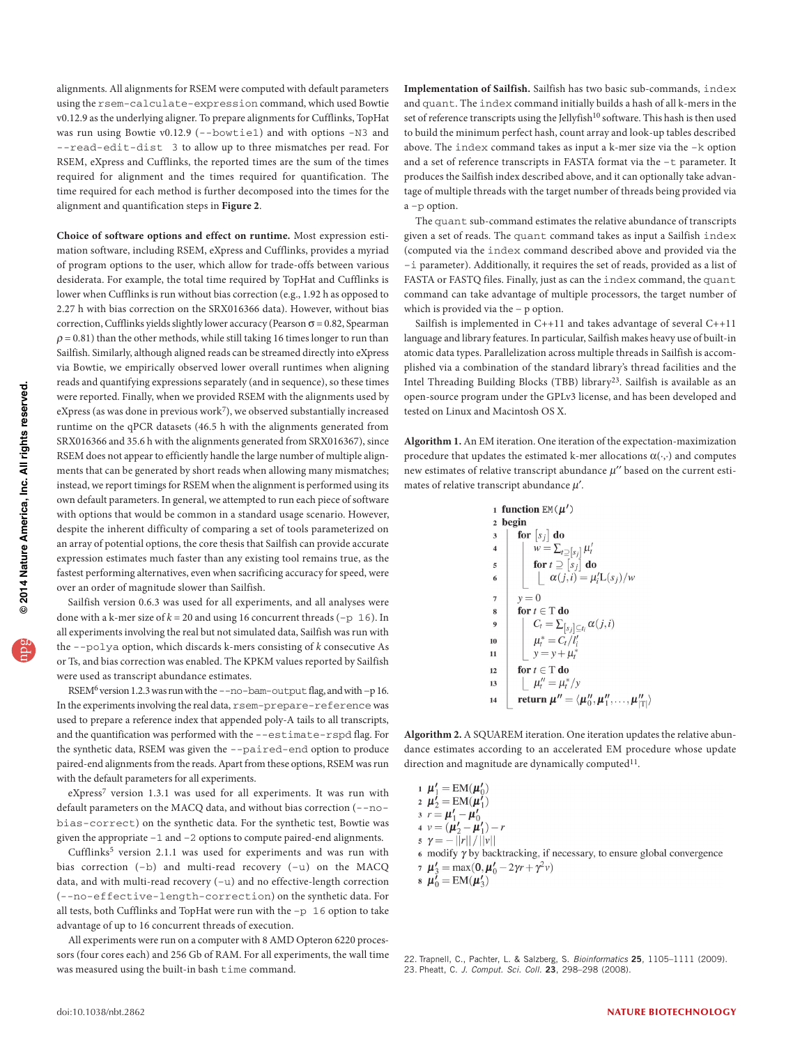alignments. All alignments for RSEM were computed with default parameters using the `rsem-calculate-expression` command, which used Bowtie v0.12.9 as the underlying aligner. To prepare alignments for Cufflinks, TopHat was run using Bowtie v0.12.9 (`--bowtie1`) and with options `-N3` and `--read-edit-dist 3` to allow up to three mismatches per read. For RSEM, eXpress and Cufflinks, the reported times are the sum of the times required for alignment and the times required for quantification. The time required for each method is further decomposed into the times for the alignment and quantification steps in **Figure 2**.

**Choice of software options and effect on runtime.** Most expression estimation software, including RSEM, eXpress and Cufflinks, provides a myriad of program options to the user, which allow for trade-offs between various desiderata. For example, the total time required by TopHat and Cufflinks is lower when Cufflinks is run without bias correction (e.g., 1.92 h as opposed to 2.27 h with bias correction on the SRX016366 data). However, without bias correction, Cufflinks yields slightly lower accuracy (Pearson $\sigma = 0.82$, Spearman $\rho = 0.81$) than the other methods, while still taking 16 times longer to run than Sailfish. Similarly, although aligned reads can be streamed directly into eXpress via Bowtie, we empirically observed lower overall runtimes when aligning reads and quantifying expressions separately (and in sequence), so these times were reported. Finally, when we provided RSEM with the alignments used by eXpress (as was done in previous work[7]), we observed substantially increased runtime on the qPCR datasets (46.5 h with the alignments generated from SRX016366 and 35.6 h with the alignments generated from SRX016367), since RSEM does not appear to efficiently handle the large number of multiple alignments that can be generated by short reads when allowing many mismatches; instead, we report timings for RSEM when the alignment is performed using its own default parameters. In general, we attempted to run each piece of software with options that would be common in a standard usage scenario. However, despite the inherent difficulty of comparing a set of tools parameterized on an array of potential options, the core thesis that Sailfish can provide accurate expression estimates much faster than any existing tool remains true, as the fastest performing alternatives, even when sacrificing accuracy for speed, were over an order of magnitude slower than Sailfish.

Sailfish version 0.6.3 was used for all experiments, and all analyses were done with a k-mer size of $k = 20$ and using 16 concurrent threads (`-p 16`). In all experiments involving the real but not simulated data, Sailfish was run with the `--polya` option, which discards k-mers consisting of $k$ consecutive As or Ts, and bias correction was enabled. The KPKM values reported by Sailfish were used as transcript abundance estimates.

RSEM[6] version 1.2.3 was run with the `--no-bam-output` flag, and with `–p 16`. In the experiments involving the real data, `rsem-prepare-reference` was used to prepare a reference index that appended poly-A tails to all transcripts, and the quantification was performed with the `--estimate-rspd` flag. For the synthetic data, RSEM was given the `--paired-end` option to produce paired-end alignments from the reads. Apart from these options, RSEM was run with the default parameters for all experiments.

eXpress[7] version 1.3.1 was used for all experiments. It was run with default parameters on the MACQ data, and without bias correction (`--no-bias-correct`) on the synthetic data. For the synthetic test, Bowtie was given the appropriate `-1` and `-2` options to compute paired-end alignments.

Cufflinks[5] version 2.1.1 was used for experiments and was run with bias correction (`-b`) and multi-read recovery (`-u`) on the MACQ data, and with multi-read recovery (`-u`) and no effective-length correction (`--no-effective-length-correction`) on the synthetic data. For all tests, both Cufflinks and TopHat were run with the `-p 16` option to take advantage of up to 16 concurrent threads of execution.

All experiments were run on a computer with 8 AMD Opteron 6220 processors (four cores each) and 256 Gb of RAM. For all experiments, the wall time was measured using the built-in bash `time` command.

**Implementation of Sailfish.** Sailfish has two basic sub-commands, `index` and `quant`. The `index` command initially builds a hash of all k-mers in the set of reference transcripts using the Jellyfish[10] software. This hash is then used to build the minimum perfect hash, count array and look-up tables described above. The `index` command takes as input a k-mer size via the `-k` option and a set of reference transcripts in FASTA format via the `-t` parameter. It produces the Sailfish index described above, and it can optionally take advantage of multiple threads with the target number of threads being provided via a `-p` option.

The `quant` sub-command estimates the relative abundance of transcripts given a set of reads. The `quant` command takes as input a Sailfish `index` (computed via the `index` command described above and provided via the `-i` parameter). Additionally, it requires the set of reads, provided as a list of FASTA or FASTQ files. Finally, just as can the `index` command, the `quant` command can take advantage of multiple processors, the target number of which is provided via the `– p` option.

Sailfish is implemented in C++11 and takes advantage of several C++11 language and library features. In particular, Sailfish makes heavy use of built-in atomic data types. Parallelization across multiple threads in Sailfish is accomplished via a combination of the standard library's thread facilities and the Intel Threading Building Blocks (TBB) library[23]. Sailfish is available as an open-source program under the GPLv3 license, and has been developed and tested on Linux and Macintosh OS X.

**Algorithm 1.** An EM iteration. One iteration of the expectation-maximization procedure that updates the estimated k-mer allocations $\alpha(\cdot,\cdot)$ and computes new estimates of relative transcript abundance $\mu''$ based on the current estimates of relative transcript abundance $\mu'$.

1 **function** EM($\boldsymbol{\mu}'$)
2 **begin**
3 &nbsp;&nbsp;**for** $[s_j]$ **do**
4 &nbsp;&nbsp;&nbsp;&nbsp;$w = \sum_{t \supseteq [s_j]} \mu'_t$
5 &nbsp;&nbsp;&nbsp;&nbsp;**for** $t \supseteq [s_j]$ **do**
6 &nbsp;&nbsp;&nbsp;&nbsp;&nbsp;&nbsp;$\alpha(j,i) = \mu'_t \mathrm{L}(s_j)/w$
7 &nbsp;&nbsp;$y = 0$
8 &nbsp;&nbsp;**for** $t \in \mathrm{T}$ **do**
9 &nbsp;&nbsp;&nbsp;&nbsp;$C_t = \sum_{[s_j] \subseteq t_i} \alpha(j,i)$
10 &nbsp;&nbsp;&nbsp;&nbsp;$\mu^*_t = C_t / l'_i$
11 &nbsp;&nbsp;&nbsp;&nbsp;$y = y + \mu^*_t$
12 &nbsp;&nbsp;**for** $t \in \mathrm{T}$ **do**
13 &nbsp;&nbsp;&nbsp;&nbsp;$\mu''_t = \mu^*_t / y$
14 &nbsp;&nbsp;**return** $\boldsymbol{\mu}'' = \langle \boldsymbol{\mu}''_0, \boldsymbol{\mu}''_1, \ldots, \boldsymbol{\mu}''_{|\mathrm{T}|} \rangle$

**Algorithm 2.** A SQUAREM iteration. One iteration updates the relative abundance estimates according to an accelerated EM procedure whose update direction and magnitude are dynamically computed[11].

1 $\boldsymbol{\mu}'_1 = \mathrm{EM}(\boldsymbol{\mu}'_0)$
2 $\boldsymbol{\mu}'_2 = \mathrm{EM}(\boldsymbol{\mu}'_1)$
3 $r = \boldsymbol{\mu}'_1 - \boldsymbol{\mu}'_0$
4 $v = (\boldsymbol{\mu}'_2 - \boldsymbol{\mu}'_1) - r$
5 $\gamma = -||r|| / ||v||$
6 modify $\gamma$ by backtracking, if necessary, to ensure global convergence
7 $\boldsymbol{\mu}'_3 = \max(\mathbf{0}, \boldsymbol{\mu}'_0 - 2\gamma r + \gamma^2 v)$
8 $\boldsymbol{\mu}'_0 = \mathrm{EM}(\boldsymbol{\mu}'_3)$

22. Trapnell, C., Pachter, L. & Salzberg, S. *Bioinformatics* **25**, 1105–1111 (2009).
23. Pheatt, C. *J. Comput. Sci. Coll.* **23**, 298–298 (2008).